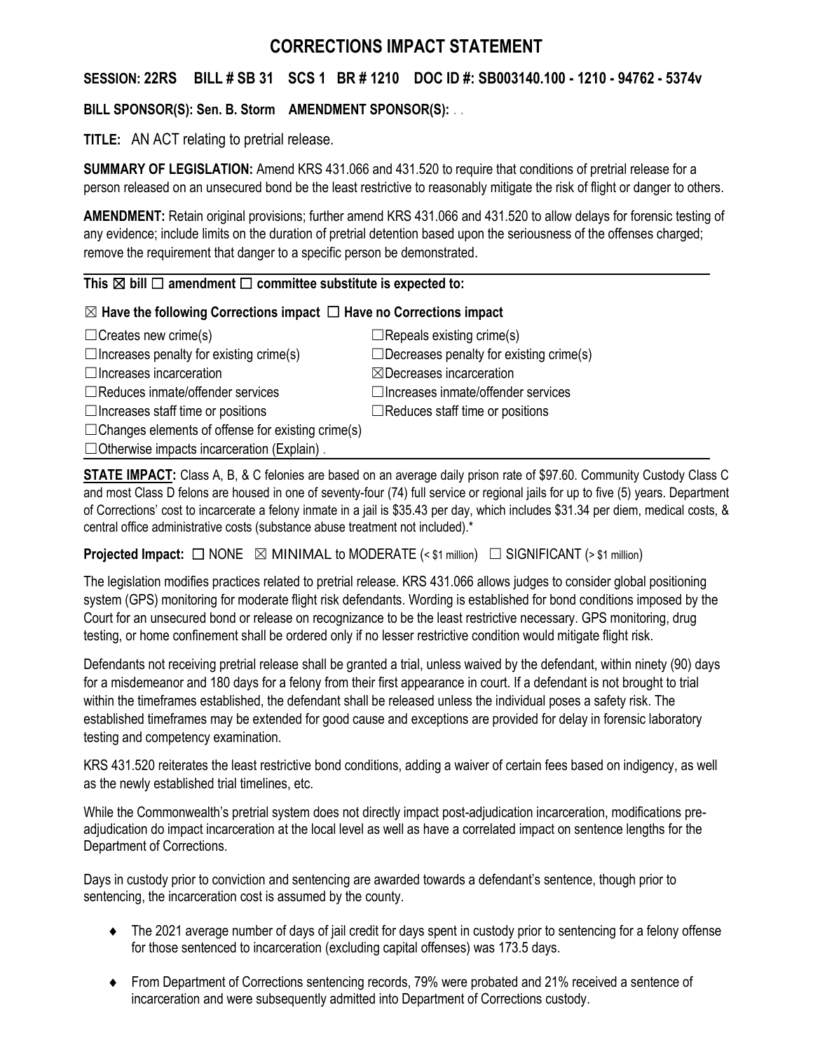# CORRECTIONS IMPACT STATEMENT

**SESSION: 22RS BILL # SB 31 SCS 1 BR # 1210 DOC ID #: SB003140.100 - 1210 - 94762 - 5374v**

**BILL SPONSOR(S): Sen. B. Storm AMENDMENT SPONSOR(S):** . .

**TITLE:** AN ACT relating to pretrial release.

**SUMMARY OF LEGISLATION:** Amend KRS 431.066 and 431.520 to require that conditions of pretrial release for a person released on an unsecured bond be the least restrictive to reasonably mitigate the risk of flight or danger to others.

**AMENDMENT:** Retain original provisions; further amend KRS 431.066 and 431.520 to allow delays for forensic testing of any evidence; include limits on the duration of pretrial detention based upon the seriousness of the offenses charged; remove the requirement that danger to a specific person be demonstrated.

**This ☒ bill ☐ amendment ☐ committee substitute is expected to:**

**☒ Have the following Corrections impact ☐ Have no Corrections impact**

| | |
|---|---|
| ☐Creates new crime(s) | ☐Repeals existing crime(s) |
| ☐Increases penalty for existing crime(s) | ☐Decreases penalty for existing crime(s) |
| ☐Increases incarceration | ☒Decreases incarceration |
| ☐Reduces inmate/offender services | ☐Increases inmate/offender services |
| ☐Increases staff time or positions | ☐Reduces staff time or positions |
| ☐Changes elements of offense for existing crime(s) | |
| ☐Otherwise impacts incarceration (Explain) . | |

**STATE IMPACT:** Class A, B, & C felonies are based on an average daily prison rate of $97.60. Community Custody Class C and most Class D felons are housed in one of seventy-four (74) full service or regional jails for up to five (5) years. Department of Corrections' cost to incarcerate a felony inmate in a jail is $35.43 per day, which includes $31.34 per diem, medical costs, & central office administrative costs (substance abuse treatment not included).*

**Projected Impact:** ☐ NONE ☒ MINIMAL to MODERATE (< $1 million) ☐ SIGNIFICANT (> $1 million)

The legislation modifies practices related to pretrial release. KRS 431.066 allows judges to consider global positioning system (GPS) monitoring for moderate flight risk defendants. Wording is established for bond conditions imposed by the Court for an unsecured bond or release on recognizance to be the least restrictive necessary. GPS monitoring, drug testing, or home confinement shall be ordered only if no lesser restrictive condition would mitigate flight risk.

Defendants not receiving pretrial release shall be granted a trial, unless waived by the defendant, within ninety (90) days for a misdemeanor and 180 days for a felony from their first appearance in court. If a defendant is not brought to trial within the timeframes established, the defendant shall be released unless the individual poses a safety risk. The established timeframes may be extended for good cause and exceptions are provided for delay in forensic laboratory testing and competency examination.

KRS 431.520 reiterates the least restrictive bond conditions, adding a waiver of certain fees based on indigency, as well as the newly established trial timelines, etc.

While the Commonwealth's pretrial system does not directly impact post-adjudication incarceration, modifications pre-adjudication do impact incarceration at the local level as well as have a correlated impact on sentence lengths for the Department of Corrections.

Days in custody prior to conviction and sentencing are awarded towards a defendant's sentence, though prior to sentencing, the incarceration cost is assumed by the county.

- The 2021 average number of days of jail credit for days spent in custody prior to sentencing for a felony offense for those sentenced to incarceration (excluding capital offenses) was 173.5 days.
- From Department of Corrections sentencing records, 79% were probated and 21% received a sentence of incarceration and were subsequently admitted into Department of Corrections custody.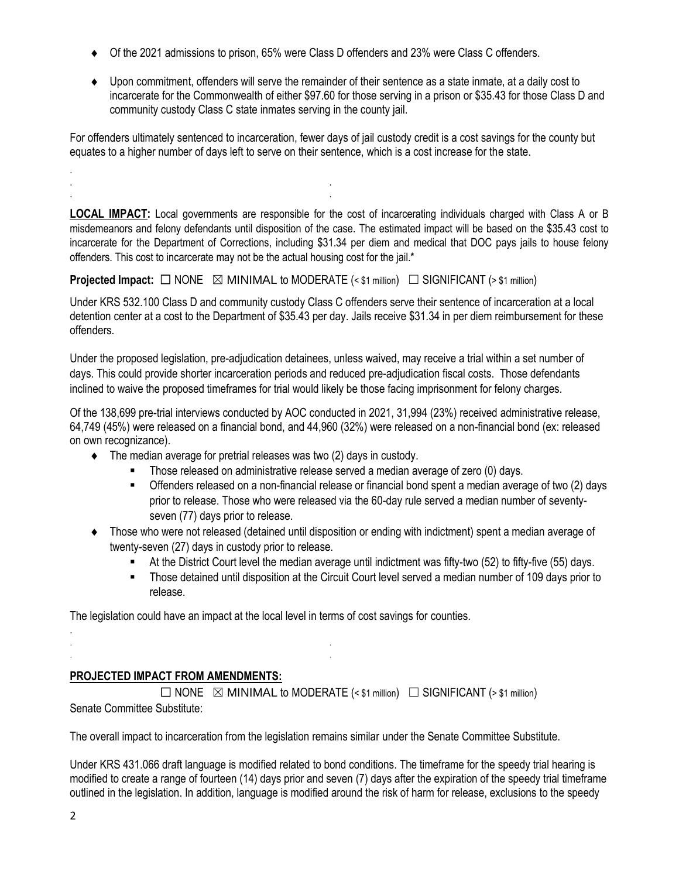- Of the 2021 admissions to prison, 65% were Class D offenders and 23% were Class C offenders.
- Upon commitment, offenders will serve the remainder of their sentence as a state inmate, at a daily cost to incarcerate for the Commonwealth of either $97.60 for those serving in a prison or $35.43 for those Class D and community custody Class C state inmates serving in the county jail.

For offenders ultimately sentenced to incarceration, fewer days of jail custody credit is a cost savings for the county but equates to a higher number of days left to serve on their sentence, which is a cost increase for the state.

**LOCAL IMPACT:** Local governments are responsible for the cost of incarcerating individuals charged with Class A or B misdemeanors and felony defendants until disposition of the case. The estimated impact will be based on the $35.43 cost to incarcerate for the Department of Corrections, including $31.34 per diem and medical that DOC pays jails to house felony offenders. This cost to incarcerate may not be the actual housing cost for the jail.*

**Projected Impact:** ☐ NONE ☒ MINIMAL to MODERATE (< $1 million) ☐ SIGNIFICANT (> $1 million)

Under KRS 532.100 Class D and community custody Class C offenders serve their sentence of incarceration at a local detention center at a cost to the Department of $35.43 per day. Jails receive $31.34 in per diem reimbursement for these offenders.

Under the proposed legislation, pre-adjudication detainees, unless waived, may receive a trial within a set number of days. This could provide shorter incarceration periods and reduced pre-adjudication fiscal costs. Those defendants inclined to waive the proposed timeframes for trial would likely be those facing imprisonment for felony charges.

Of the 138,699 pre-trial interviews conducted by AOC conducted in 2021, 31,994 (23%) received administrative release, 64,749 (45%) were released on a financial bond, and 44,960 (32%) were released on a non-financial bond (ex: released on own recognizance).

- The median average for pretrial releases was two (2) days in custody.
  - Those released on administrative release served a median average of zero (0) days.
  - Offenders released on a non-financial release or financial bond spent a median average of two (2) days prior to release. Those who were released via the 60-day rule served a median number of seventy-seven (77) days prior to release.
- Those who were not released (detained until disposition or ending with indictment) spent a median average of twenty-seven (27) days in custody prior to release.
  - At the District Court level the median average until indictment was fifty-two (52) to fifty-five (55) days.
  - Those detained until disposition at the Circuit Court level served a median number of 109 days prior to release.

The legislation could have an impact at the local level in terms of cost savings for counties.

**PROJECTED IMPACT FROM AMENDMENTS:**

☐ NONE ☒ MINIMAL to MODERATE (< $1 million) ☐ SIGNIFICANT (> $1 million)

Senate Committee Substitute:

The overall impact to incarceration from the legislation remains similar under the Senate Committee Substitute.

Under KRS 431.066 draft language is modified related to bond conditions. The timeframe for the speedy trial hearing is modified to create a range of fourteen (14) days prior and seven (7) days after the expiration of the speedy trial timeframe outlined in the legislation. In addition, language is modified around the risk of harm for release, exclusions to the speedy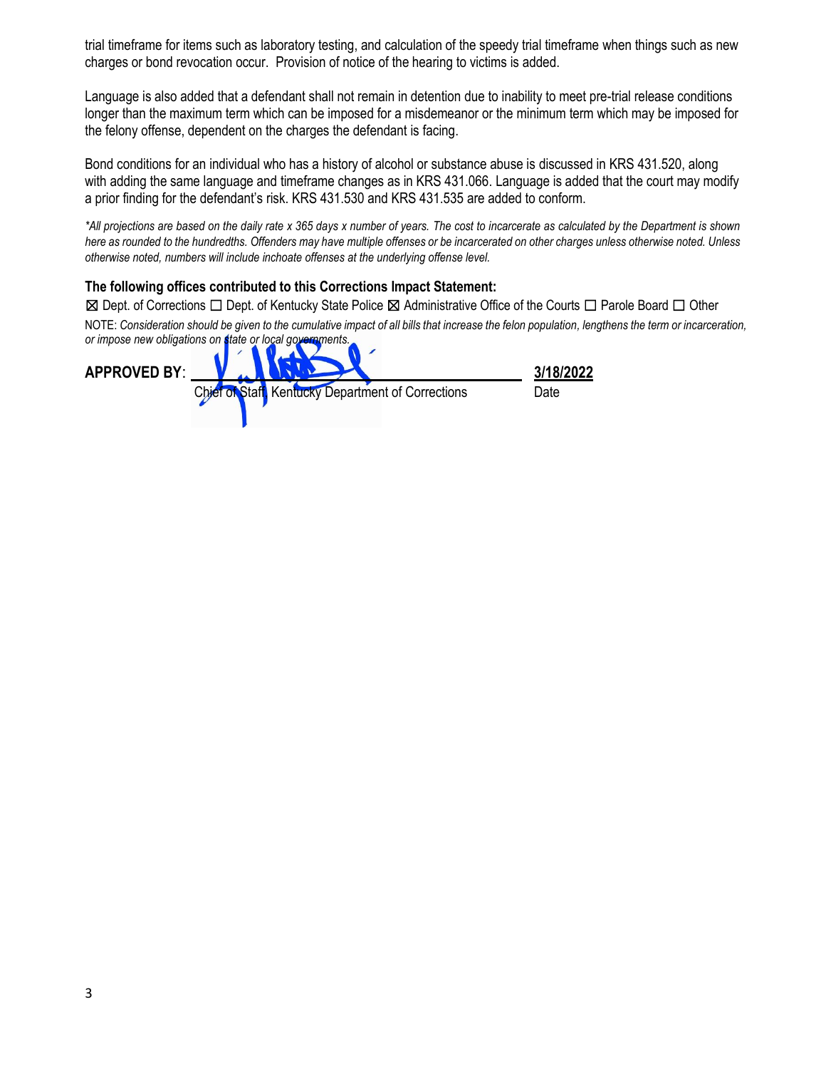trial timeframe for items such as laboratory testing, and calculation of the speedy trial timeframe when things such as new charges or bond revocation occur. Provision of notice of the hearing to victims is added.

Language is also added that a defendant shall not remain in detention due to inability to meet pre-trial release conditions longer than the maximum term which can be imposed for a misdemeanor or the minimum term which may be imposed for the felony offense, dependent on the charges the defendant is facing.

Bond conditions for an individual who has a history of alcohol or substance abuse is discussed in KRS 431.520, along with adding the same language and timeframe changes as in KRS 431.066. Language is added that the court may modify a prior finding for the defendant's risk. KRS 431.530 and KRS 431.535 are added to conform.

*\*All projections are based on the daily rate x 365 days x number of years. The cost to incarcerate as calculated by the Department is shown here as rounded to the hundredths. Offenders may have multiple offenses or be incarcerated on other charges unless otherwise noted. Unless otherwise noted, numbers will include inchoate offenses at the underlying offense level.*

**The following offices contributed to this Corrections Impact Statement:**

☒ Dept. of Corrections ☐ Dept. of Kentucky State Police ☒ Administrative Office of the Courts ☐ Parole Board ☐ Other

NOTE: *Consideration should be given to the cumulative impact of all bills that increase the felon population, lengthens the term or incarceration, or impose new obligations on state or local governments.*

**APPROVED BY**: ______________________________ **3/18/2022**

Chief of Staff, Kentucky Department of Corrections    Date